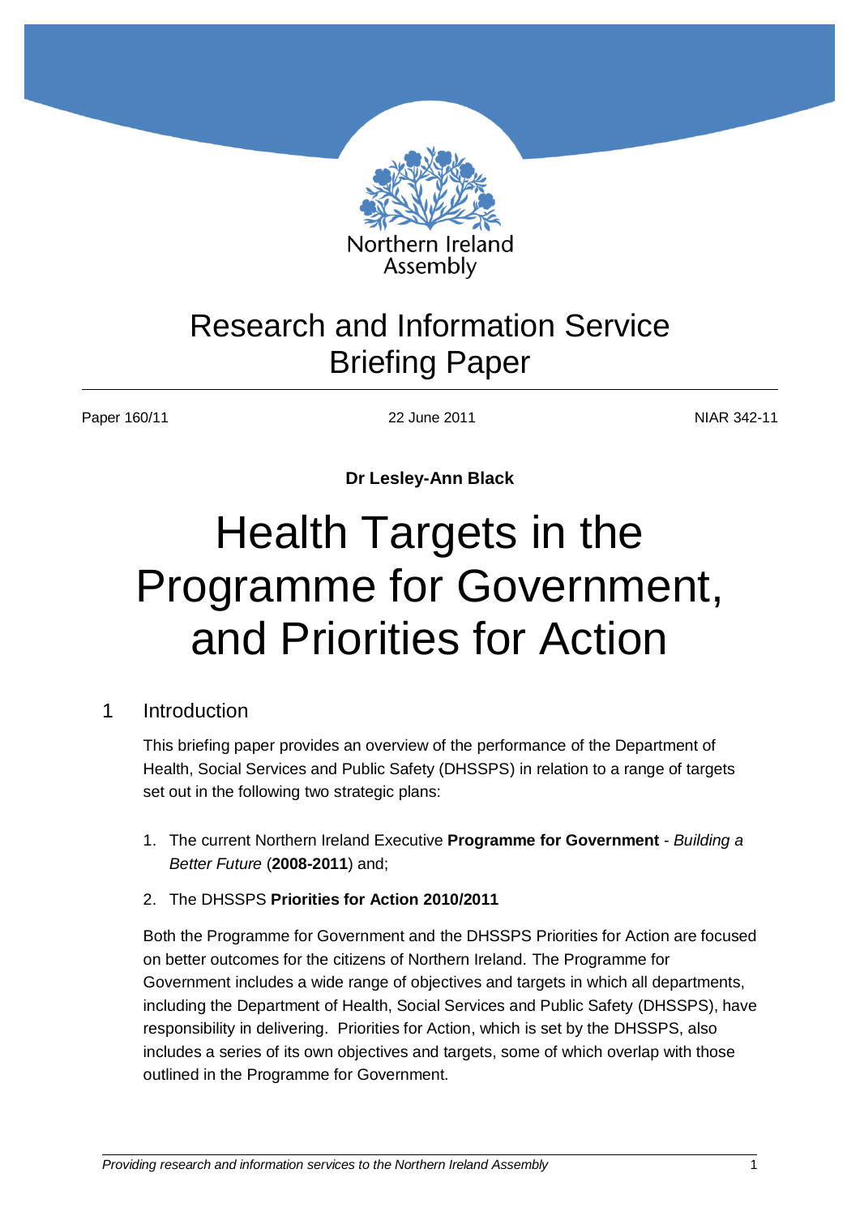Northern Ireland Assembly

# Research and Information Service Briefing Paper

Paper 160/11 | 22 June 2011 | NIAR 342-11

**Dr Lesley-Ann Black**

# Health Targets in the Programme for Government, and Priorities for Action

## 1 Introduction

This briefing paper provides an overview of the performance of the Department of Health, Social Services and Public Safety (DHSSPS) in relation to a range of targets set out in the following two strategic plans:

1. The current Northern Ireland Executive **Programme for Government** - *Building a Better Future* (**2008-2011**) and;
2. The DHSSPS **Priorities for Action 2010/2011**

Both the Programme for Government and the DHSSPS Priorities for Action are focused on better outcomes for the citizens of Northern Ireland. The Programme for Government includes a wide range of objectives and targets in which all departments, including the Department of Health, Social Services and Public Safety (DHSSPS), have responsibility in delivering. Priorities for Action, which is set by the DHSSPS, also includes a series of its own objectives and targets, some of which overlap with those outlined in the Programme for Government.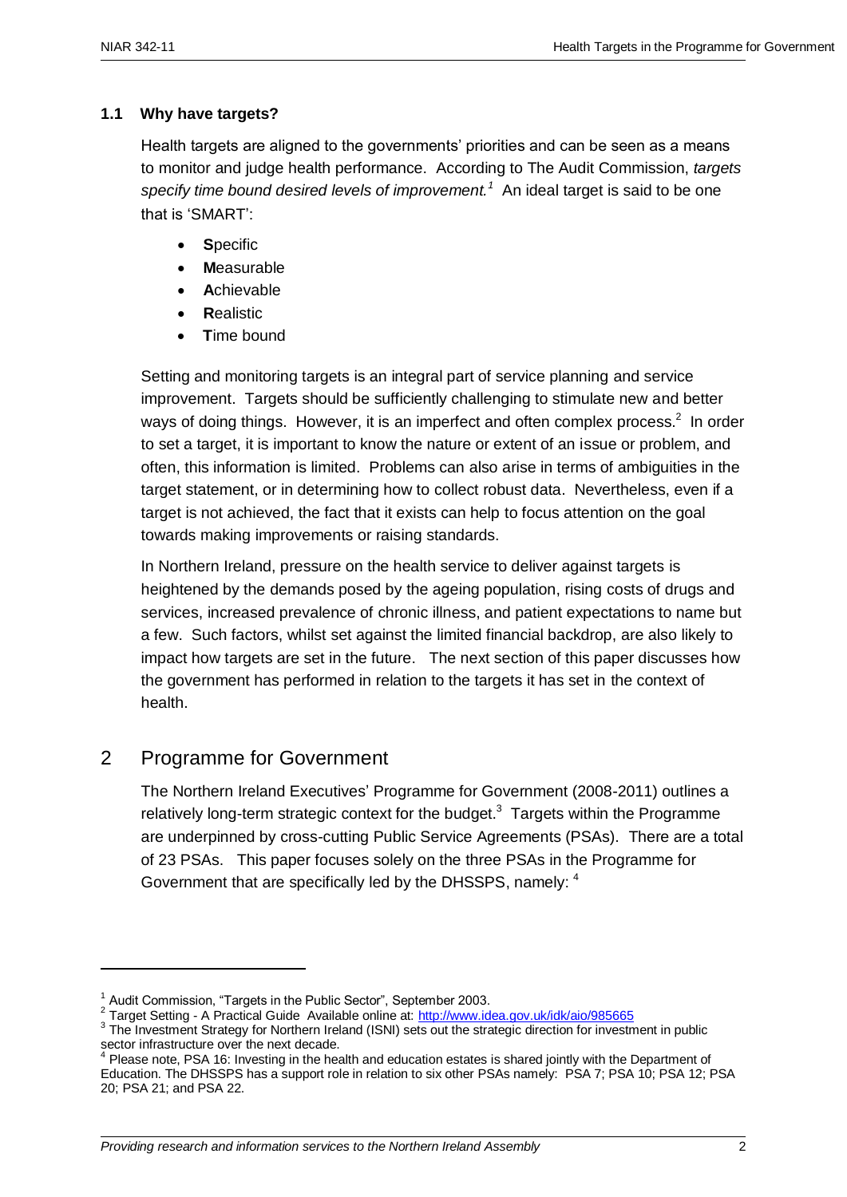### 1.1 Why have targets?

Health targets are aligned to the governments' priorities and can be seen as a means to monitor and judge health performance. According to The Audit Commission, *targets specify time bound desired levels of improvement.*[1] An ideal target is said to be one that is 'SMART':

- **S**pecific
- **M**easurable
- **A**chievable
- **R**ealistic
- **T**ime bound

Setting and monitoring targets is an integral part of service planning and service improvement. Targets should be sufficiently challenging to stimulate new and better ways of doing things. However, it is an imperfect and often complex process.[2] In order to set a target, it is important to know the nature or extent of an issue or problem, and often, this information is limited. Problems can also arise in terms of ambiguities in the target statement, or in determining how to collect robust data. Nevertheless, even if a target is not achieved, the fact that it exists can help to focus attention on the goal towards making improvements or raising standards.

In Northern Ireland, pressure on the health service to deliver against targets is heightened by the demands posed by the ageing population, rising costs of drugs and services, increased prevalence of chronic illness, and patient expectations to name but a few. Such factors, whilst set against the limited financial backdrop, are also likely to impact how targets are set in the future. The next section of this paper discusses how the government has performed in relation to the targets it has set in the context of health.

## 2 Programme for Government

The Northern Ireland Executives' Programme for Government (2008-2011) outlines a relatively long-term strategic context for the budget.[3] Targets within the Programme are underpinned by cross-cutting Public Service Agreements (PSAs). There are a total of 23 PSAs. This paper focuses solely on the three PSAs in the Programme for Government that are specifically led by the DHSSPS, namely: [4]

---

[1] Audit Commission, "Targets in the Public Sector", September 2003.

[2] Target Setting - A Practical Guide Available online at: http://www.idea.gov.uk/idk/aio/985665

[3] The Investment Strategy for Northern Ireland (ISNI) sets out the strategic direction for investment in public sector infrastructure over the next decade.

[4] Please note, PSA 16: Investing in the health and education estates is shared jointly with the Department of Education. The DHSSPS has a support role in relation to six other PSAs namely: PSA 7; PSA 10; PSA 12; PSA 20; PSA 21; and PSA 22.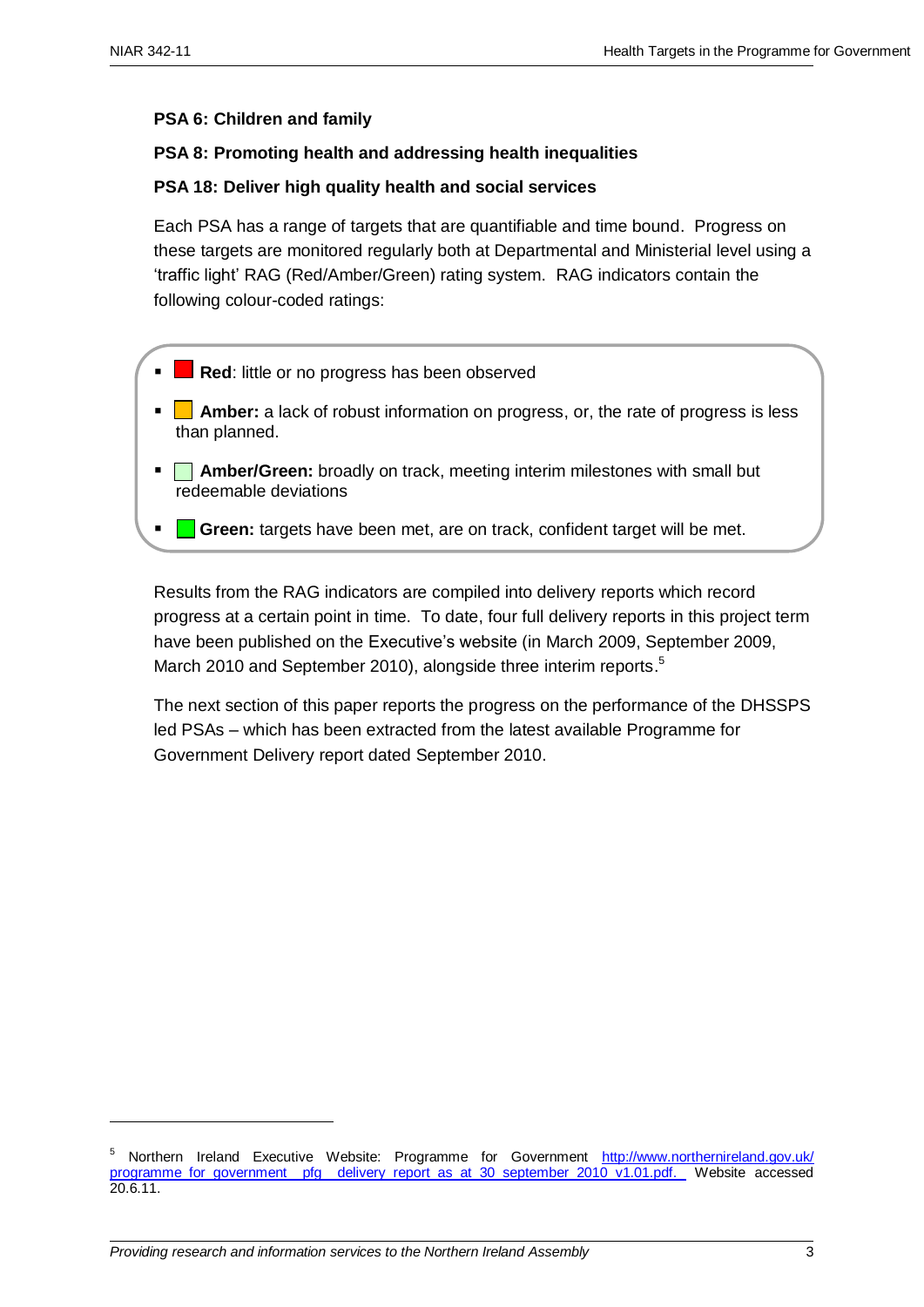**PSA 6: Children and family**

**PSA 8: Promoting health and addressing health inequalities**

**PSA 18: Deliver high quality health and social services**

Each PSA has a range of targets that are quantifiable and time bound. Progress on these targets are monitored regularly both at Departmental and Ministerial level using a 'traffic light' RAG (Red/Amber/Green) rating system. RAG indicators contain the following colour-coded ratings:

- **Red**: little or no progress has been observed
- **Amber:** a lack of robust information on progress, or, the rate of progress is less than planned.
- **Amber/Green:** broadly on track, meeting interim milestones with small but redeemable deviations
- **Green:** targets have been met, are on track, confident target will be met.

Results from the RAG indicators are compiled into delivery reports which record progress at a certain point in time. To date, four full delivery reports in this project term have been published on the Executive's website (in March 2009, September 2009, March 2010 and September 2010), alongside three interim reports.[5]

The next section of this paper reports the progress on the performance of the DHSSPS led PSAs – which has been extracted from the latest available Programme for Government Delivery report dated September 2010.

---

[5] Northern Ireland Executive Website: Programme for Government http://www.northernireland.gov.uk/programme_for_government__pfg__delivery_report_as_at_30_september_2010_v1.01.pdf. Website accessed 20.6.11.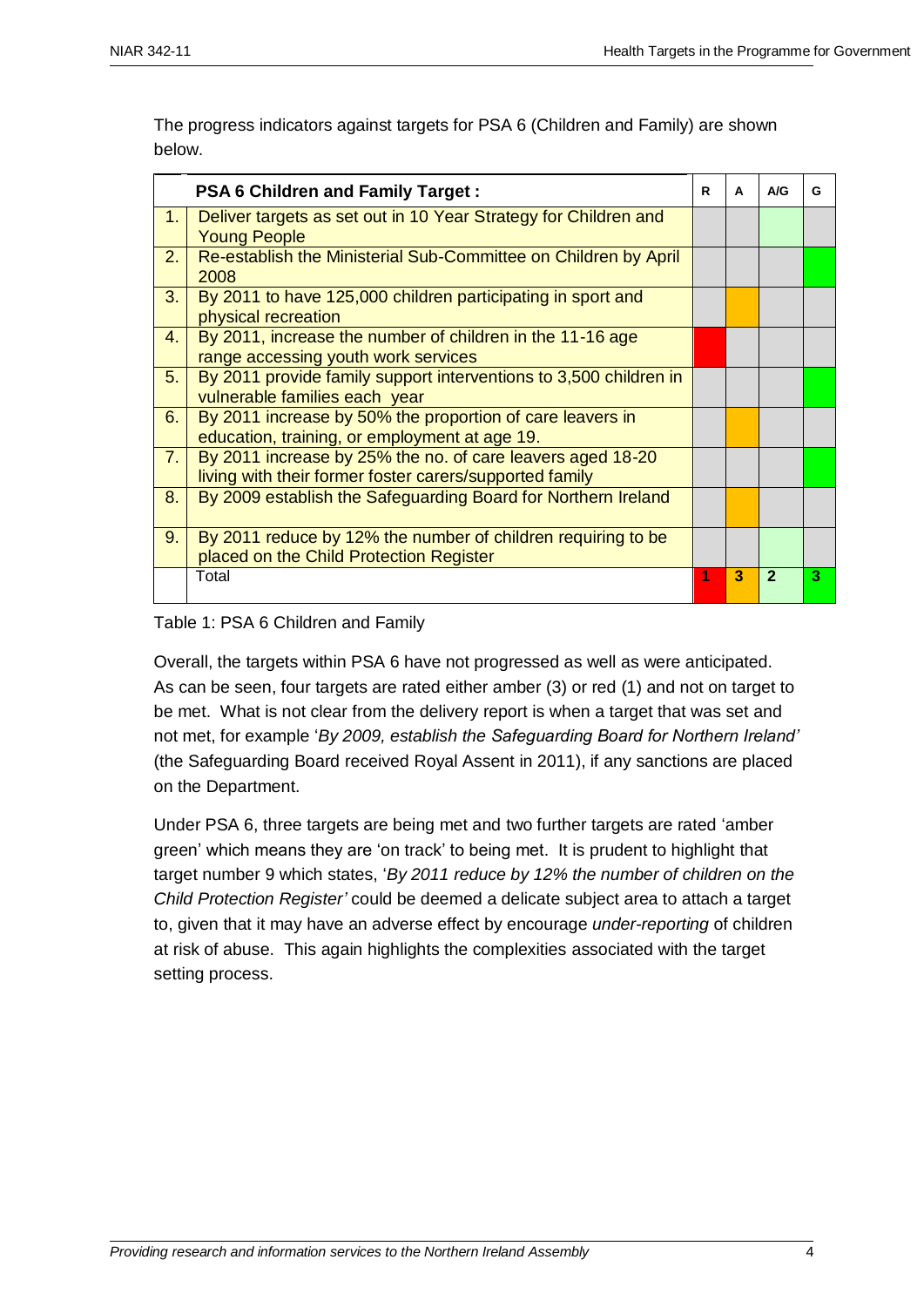The progress indicators against targets for PSA 6 (Children and Family) are shown below.

| | PSA 6 Children and Family Target : | R | A | A/G | G |
|---|---|---|---|---|---|
| 1. | Deliver targets as set out in 10 Year Strategy for Children and Young People | | | X | |
| 2. | Re-establish the Ministerial Sub-Committee on Children by April 2008 | | | | X |
| 3. | By 2011 to have 125,000 children participating in sport and physical recreation | | X | | |
| 4. | By 2011, increase the number of children in the 11-16 age range accessing youth work services | X | | | |
| 5. | By 2011 provide family support interventions to 3,500 children in vulnerable families each year | | | | X |
| 6. | By 2011 increase by 50% the proportion of care leavers in education, training, or employment at age 19. | | X | | |
| 7. | By 2011 increase by 25% the no. of care leavers aged 18-20 living with their former foster carers/supported family | | | | X |
| 8. | By 2009 establish the Safeguarding Board for Northern Ireland | | X | | |
| 9. | By 2011 reduce by 12% the number of children requiring to be placed on the Child Protection Register | | | X | |
| | Total | 1 | 3 | 2 | 3 |

Table 1: PSA 6 Children and Family

Overall, the targets within PSA 6 have not progressed as well as were anticipated. As can be seen, four targets are rated either amber (3) or red (1) and not on target to be met. What is not clear from the delivery report is when a target that was set and not met, for example '*By 2009, establish the Safeguarding Board for Northern Ireland'* (the Safeguarding Board received Royal Assent in 2011), if any sanctions are placed on the Department.

Under PSA 6, three targets are being met and two further targets are rated 'amber green' which means they are 'on track' to being met. It is prudent to highlight that target number 9 which states, '*By 2011 reduce by 12% the number of children on the Child Protection Register'* could be deemed a delicate subject area to attach a target to, given that it may have an adverse effect by encourage *under-reporting* of children at risk of abuse. This again highlights the complexities associated with the target setting process.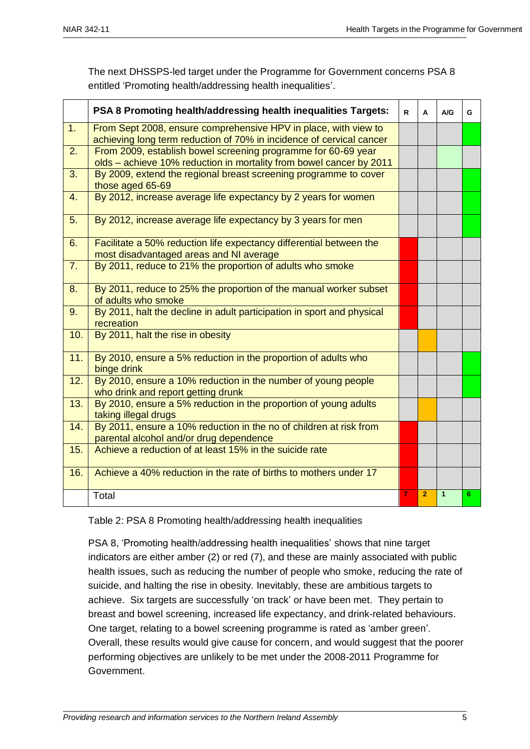The next DHSSPS-led target under the Programme for Government concerns PSA 8 entitled 'Promoting health/addressing health inequalities'.

| | PSA 8 Promoting health/addressing health inequalities Targets: | R | A | A/G | G |
|---|---|---|---|---|---|
| 1. | From Sept 2008, ensure comprehensive HPV in place, with view to achieving long term reduction of 70% in incidence of cervical cancer | | | | X |
| 2. | From 2009, establish bowel screening programme for 60-69 year olds – achieve 10% reduction in mortality from bowel cancer by 2011 | | | X | |
| 3. | By 2009, extend the regional breast screening programme to cover those aged 65-69 | | | | X |
| 4. | By 2012, increase average life expectancy by 2 years for women | | | | X |
| 5. | By 2012, increase average life expectancy by 3 years for men | | | | X |
| 6. | Facilitate a 50% reduction life expectancy differential between the most disadvantaged areas and NI average | X | | | |
| 7. | By 2011, reduce to 21% the proportion of adults who smoke | X | | | |
| 8. | By 2011, reduce to 25% the proportion of the manual worker subset of adults who smoke | X | | | |
| 9. | By 2011, halt the decline in adult participation in sport and physical recreation | X | | | |
| 10. | By 2011, halt the rise in obesity | | X | | |
| 11. | By 2010, ensure a 5% reduction in the proportion of adults who binge drink | | | | X |
| 12. | By 2010, ensure a 10% reduction in the number of young people who drink and report getting drunk | | | | X |
| 13. | By 2010, ensure a 5% reduction in the proportion of young adults taking illegal drugs | | X | | |
| 14. | By 2011, ensure a 10% reduction in the no of children at risk from parental alcohol and/or drug dependence | X | | | |
| 15. | Achieve a reduction of at least 15% in the suicide rate | X | | | |
| 16. | Achieve a 40% reduction in the rate of births to mothers under 17 | X | | | |
| | Total | 7 | 2 | 1 | 6 |

Table 2: PSA 8 Promoting health/addressing health inequalities

PSA 8, 'Promoting health/addressing health inequalities' shows that nine target indicators are either amber (2) or red (7), and these are mainly associated with public health issues, such as reducing the number of people who smoke, reducing the rate of suicide, and halting the rise in obesity. Inevitably, these are ambitious targets to achieve. Six targets are successfully 'on track' or have been met. They pertain to breast and bowel screening, increased life expectancy, and drink-related behaviours. One target, relating to a bowel screening programme is rated as 'amber green'. Overall, these results would give cause for concern, and would suggest that the poorer performing objectives are unlikely to be met under the 2008-2011 Programme for Government.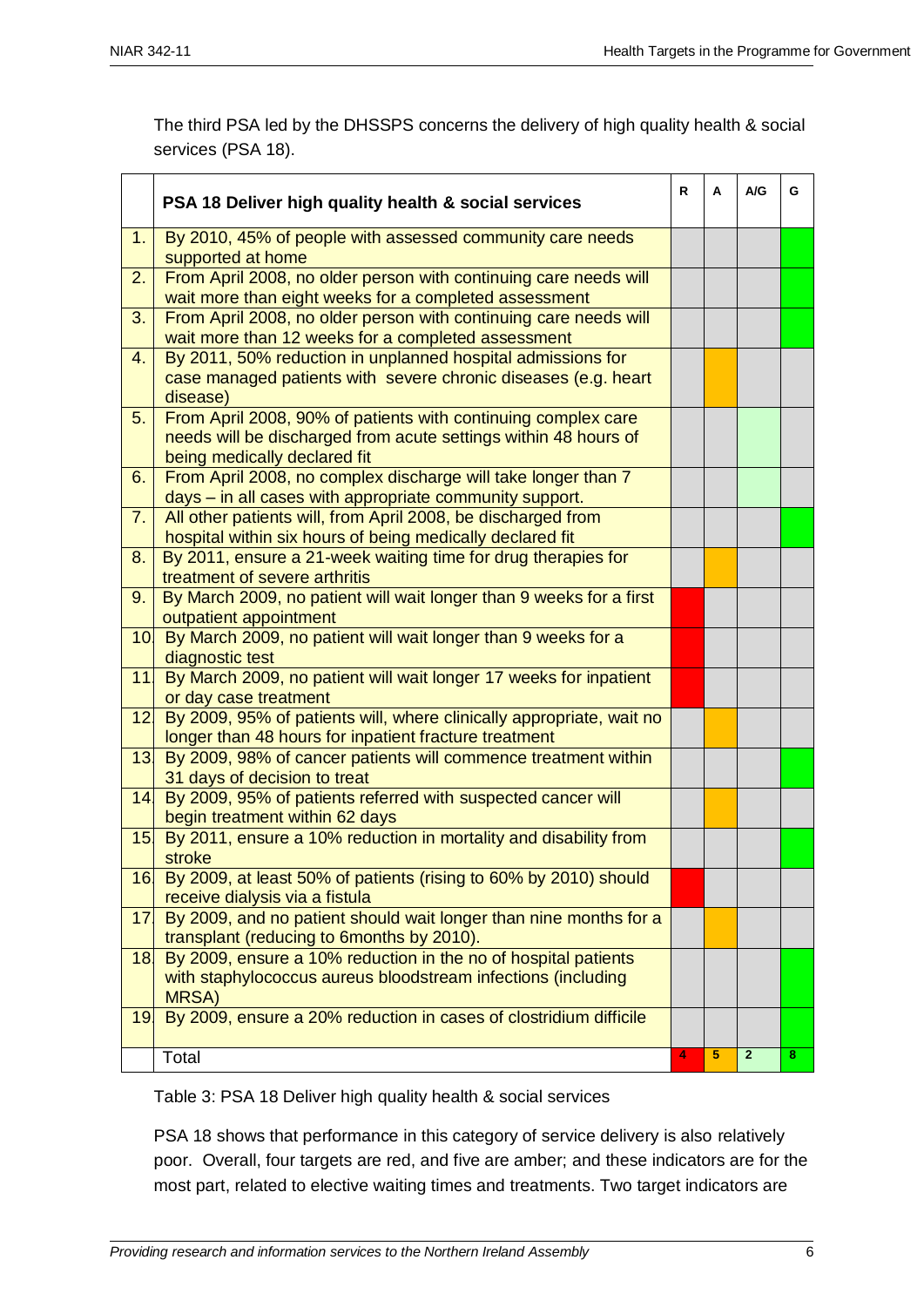The third PSA led by the DHSSPS concerns the delivery of high quality health & social services (PSA 18).

| | PSA 18 Deliver high quality health & social services | R | A | A/G | G |
|---|---|---|---|---|---|
| 1. | By 2010, 45% of people with assessed community care needs supported at home | | | | ● |
| 2. | From April 2008, no older person with continuing care needs will wait more than eight weeks for a completed assessment | | | | ● |
| 3. | From April 2008, no older person with continuing care needs will wait more than 12 weeks for a completed assessment | | | | ● |
| 4. | By 2011, 50% reduction in unplanned hospital admissions for case managed patients with severe chronic diseases (e.g. heart disease) | | ● | | |
| 5. | From April 2008, 90% of patients with continuing complex care needs will be discharged from acute settings within 48 hours of being medically declared fit | | | ● | |
| 6. | From April 2008, no complex discharge will take longer than 7 days – in all cases with appropriate community support. | | | ● | |
| 7. | All other patients will, from April 2008, be discharged from hospital within six hours of being medically declared fit | | | | ● |
| 8. | By 2011, ensure a 21-week waiting time for drug therapies for treatment of severe arthritis | | ● | | |
| 9. | By March 2009, no patient will wait longer than 9 weeks for a first outpatient appointment | ● | | | |
| 10. | By March 2009, no patient will wait longer than 9 weeks for a diagnostic test | ● | | | |
| 11. | By March 2009, no patient will wait longer 17 weeks for inpatient or day case treatment | ● | | | |
| 12. | By 2009, 95% of patients will, where clinically appropriate, wait no longer than 48 hours for inpatient fracture treatment | | ● | | |
| 13. | By 2009, 98% of cancer patients will commence treatment within 31 days of decision to treat | | | | ● |
| 14. | By 2009, 95% of patients referred with suspected cancer will begin treatment within 62 days | | ● | | |
| 15. | By 2011, ensure a 10% reduction in mortality and disability from stroke | | | | ● |
| 16. | By 2009, at least 50% of patients (rising to 60% by 2010) should receive dialysis via a fistula | ● | | | |
| 17. | By 2009, and no patient should wait longer than nine months for a transplant (reducing to 6months by 2010). | | ● | | |
| 18. | By 2009, ensure a 10% reduction in the no of hospital patients with staphylococcus aureus bloodstream infections (including MRSA) | | | | ● |
| 19. | By 2009, ensure a 20% reduction in cases of clostridium difficile | | | | ● |
| | Total | 4 | 5 | 2 | 8 |

Table 3: PSA 18 Deliver high quality health & social services

PSA 18 shows that performance in this category of service delivery is also relatively poor. Overall, four targets are red, and five are amber; and these indicators are for the most part, related to elective waiting times and treatments. Two target indicators are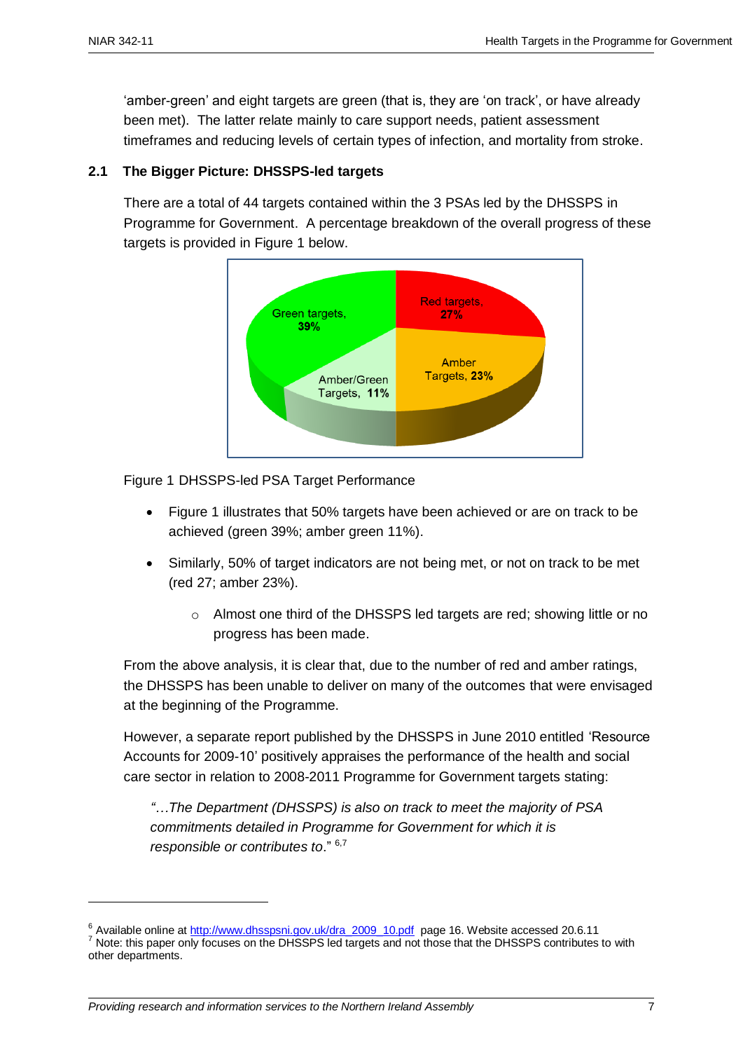'amber-green' and eight targets are green (that is, they are 'on track', or have already been met). The latter relate mainly to care support needs, patient assessment timeframes and reducing levels of certain types of infection, and mortality from stroke.

## 2.1 The Bigger Picture: DHSSPS-led targets

There are a total of 44 targets contained within the 3 PSAs led by the DHSSPS in Programme for Government. A percentage breakdown of the overall progress of these targets is provided in Figure 1 below.

Figure 1 DHSSPS-led PSA Target Performance

- Figure 1 illustrates that 50% targets have been achieved or are on track to be achieved (green 39%; amber green 11%).
- Similarly, 50% of target indicators are not being met, or not on track to be met (red 27; amber 23%).
  - Almost one third of the DHSSPS led targets are red; showing little or no progress has been made.

From the above analysis, it is clear that, due to the number of red and amber ratings, the DHSSPS has been unable to deliver on many of the outcomes that were envisaged at the beginning of the Programme.

However, a separate report published by the DHSSPS in June 2010 entitled 'Resource Accounts for 2009-10' positively appraises the performance of the health and social care sector in relation to 2008-2011 Programme for Government targets stating:

> *"…The Department (DHSSPS) is also on track to meet the majority of PSA commitments detailed in Programme for Government for which it is responsible or contributes to*." [6,7]

---

[6] Available online at http://www.dhsspsni.gov.uk/dra_2009_10.pdf page 16. Website accessed 20.6.11

[7] Note: this paper only focuses on the DHSSPS led targets and not those that the DHSSPS contributes to with other departments.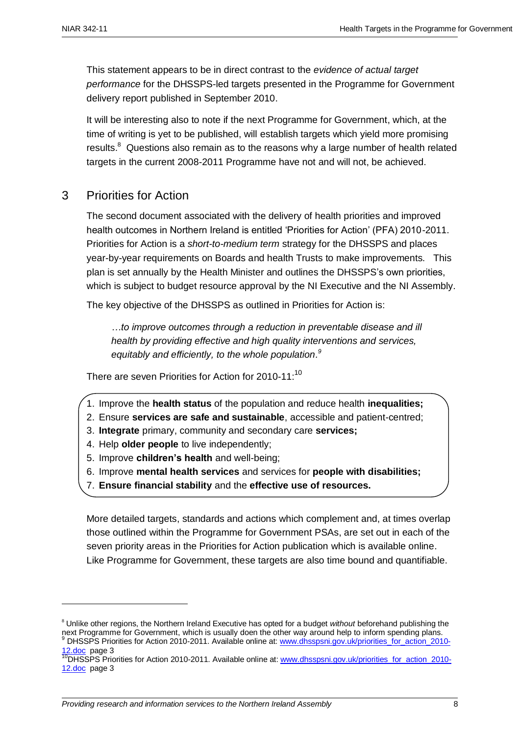This statement appears to be in direct contrast to the *evidence of actual target performance* for the DHSSPS-led targets presented in the Programme for Government delivery report published in September 2010.

It will be interesting also to note if the next Programme for Government, which, at the time of writing is yet to be published, will establish targets which yield more promising results.[8] Questions also remain as to the reasons why a large number of health related targets in the current 2008-2011 Programme have not and will not, be achieved.

## 3 Priorities for Action

The second document associated with the delivery of health priorities and improved health outcomes in Northern Ireland is entitled 'Priorities for Action' (PFA) 2010-2011. Priorities for Action is a *short-to-medium term* strategy for the DHSSPS and places year-by-year requirements on Boards and health Trusts to make improvements. This plan is set annually by the Health Minister and outlines the DHSSPS's own priorities, which is subject to budget resource approval by the NI Executive and the NI Assembly.

The key objective of the DHSSPS as outlined in Priorities for Action is:

> *…to improve outcomes through a reduction in preventable disease and ill health by providing effective and high quality interventions and services, equitably and efficiently, to the whole population.*[9]

There are seven Priorities for Action for 2010-11:[10]

1. Improve the **health status** of the population and reduce health **inequalities;**
2. Ensure **services are safe and sustainable**, accessible and patient-centred;
3. **Integrate** primary, community and secondary care **services;**
4. Help **older people** to live independently;
5. Improve **children's health** and well-being;
6. Improve **mental health services** and services for **people with disabilities;**
7. **Ensure financial stability** and the **effective use of resources.**

More detailed targets, standards and actions which complement and, at times overlap those outlined within the Programme for Government PSAs, are set out in each of the seven priority areas in the Priorities for Action publication which is available online. Like Programme for Government, these targets are also time bound and quantifiable.

---

[8] Unlike other regions, the Northern Ireland Executive has opted for a budget *without* beforehand publishing the next Programme for Government, which is usually doen the other way around help to inform spending plans.

[9] DHSSPS Priorities for Action 2010-2011. Available online at: www.dhsspsni.gov.uk/priorities_for_action_2010-12.doc page 3

[10] DHSSPS Priorities for Action 2010-2011. Available online at: www.dhsspsni.gov.uk/priorities_for_action_2010-12.doc page 3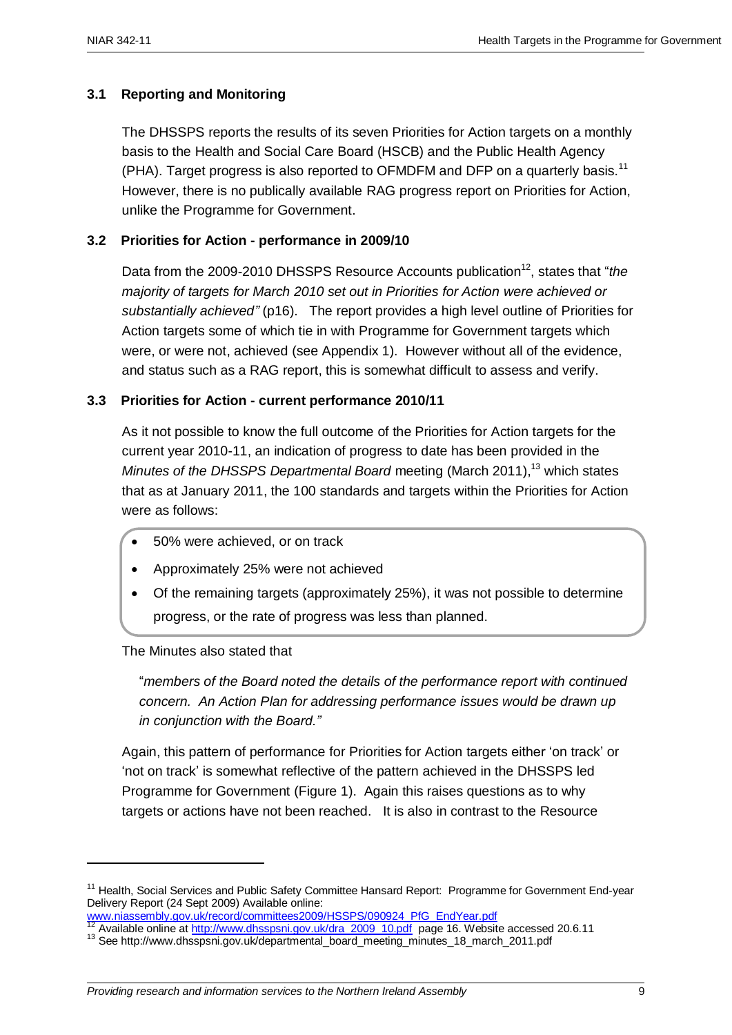### 3.1 Reporting and Monitoring

The DHSSPS reports the results of its seven Priorities for Action targets on a monthly basis to the Health and Social Care Board (HSCB) and the Public Health Agency (PHA). Target progress is also reported to OFMDFM and DFP on a quarterly basis.[11] However, there is no publically available RAG progress report on Priorities for Action, unlike the Programme for Government.

### 3.2 Priorities for Action - performance in 2009/10

Data from the 2009-2010 DHSSPS Resource Accounts publication[12], states that "*the majority of targets for March 2010 set out in Priorities for Action were achieved or substantially achieved"* (p16). The report provides a high level outline of Priorities for Action targets some of which tie in with Programme for Government targets which were, or were not, achieved (see Appendix 1). However without all of the evidence, and status such as a RAG report, this is somewhat difficult to assess and verify.

### 3.3 Priorities for Action - current performance 2010/11

As it not possible to know the full outcome of the Priorities for Action targets for the current year 2010-11, an indication of progress to date has been provided in the *Minutes of the DHSSPS Departmental Board* meeting (March 2011),[13] which states that as at January 2011, the 100 standards and targets within the Priorities for Action were as follows:

- 50% were achieved, or on track
- Approximately 25% were not achieved
- Of the remaining targets (approximately 25%), it was not possible to determine progress, or the rate of progress was less than planned.

The Minutes also stated that

> "*members of the Board noted the details of the performance report with continued concern. An Action Plan for addressing performance issues would be drawn up in conjunction with the Board."*

Again, this pattern of performance for Priorities for Action targets either 'on track' or 'not on track' is somewhat reflective of the pattern achieved in the DHSSPS led Programme for Government (Figure 1). Again this raises questions as to why targets or actions have not been reached. It is also in contrast to the Resource

---

[11] Health, Social Services and Public Safety Committee Hansard Report: Programme for Government End-year Delivery Report (24 Sept 2009) Available online: www.niassembly.gov.uk/record/committees2009/HSSPS/090924_PfG_EndYear.pdf

[12] Available online at http://www.dhsspsni.gov.uk/dra_2009_10.pdf page 16. Website accessed 20.6.11

[13] See http://www.dhsspsni.gov.uk/departmental_board_meeting_minutes_18_march_2011.pdf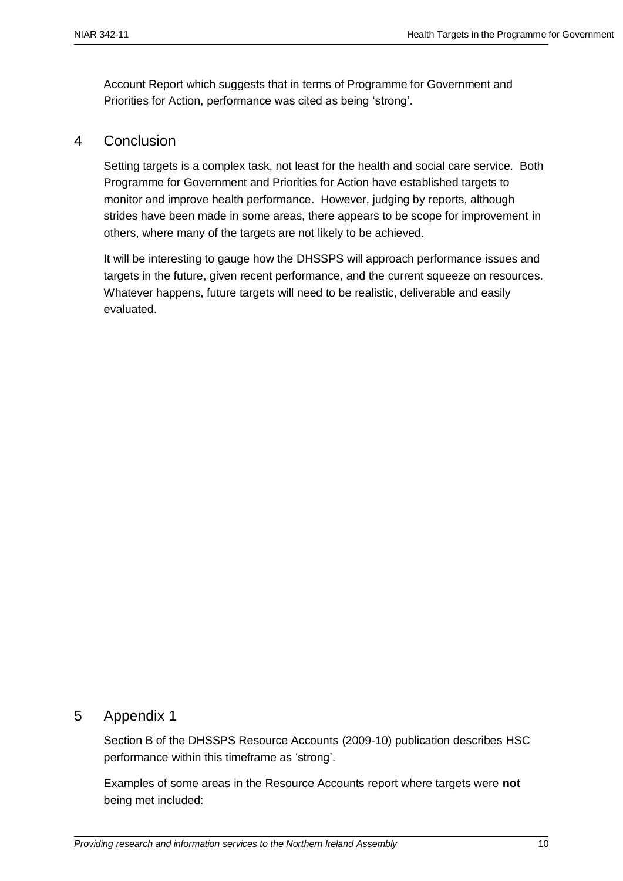Account Report which suggests that in terms of Programme for Government and Priorities for Action, performance was cited as being 'strong'.

## 4 Conclusion

Setting targets is a complex task, not least for the health and social care service. Both Programme for Government and Priorities for Action have established targets to monitor and improve health performance. However, judging by reports, although strides have been made in some areas, there appears to be scope for improvement in others, where many of the targets are not likely to be achieved.

It will be interesting to gauge how the DHSSPS will approach performance issues and targets in the future, given recent performance, and the current squeeze on resources. Whatever happens, future targets will need to be realistic, deliverable and easily evaluated.

## 5 Appendix 1

Section B of the DHSSPS Resource Accounts (2009-10) publication describes HSC performance within this timeframe as 'strong'.

Examples of some areas in the Resource Accounts report where targets were **not** being met included: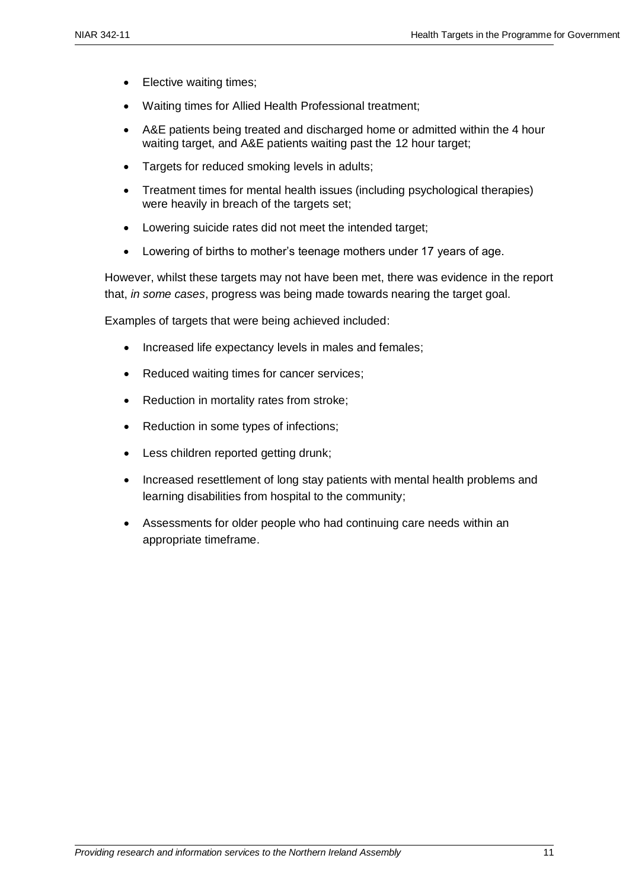- Elective waiting times;
- Waiting times for Allied Health Professional treatment;
- A&E patients being treated and discharged home or admitted within the 4 hour waiting target, and A&E patients waiting past the 12 hour target;
- Targets for reduced smoking levels in adults;
- Treatment times for mental health issues (including psychological therapies) were heavily in breach of the targets set;
- Lowering suicide rates did not meet the intended target;
- Lowering of births to mother's teenage mothers under 17 years of age.

However, whilst these targets may not have been met, there was evidence in the report that, *in some cases*, progress was being made towards nearing the target goal.

Examples of targets that were being achieved included:

- Increased life expectancy levels in males and females;
- Reduced waiting times for cancer services;
- Reduction in mortality rates from stroke;
- Reduction in some types of infections;
- Less children reported getting drunk;
- Increased resettlement of long stay patients with mental health problems and learning disabilities from hospital to the community;
- Assessments for older people who had continuing care needs within an appropriate timeframe.